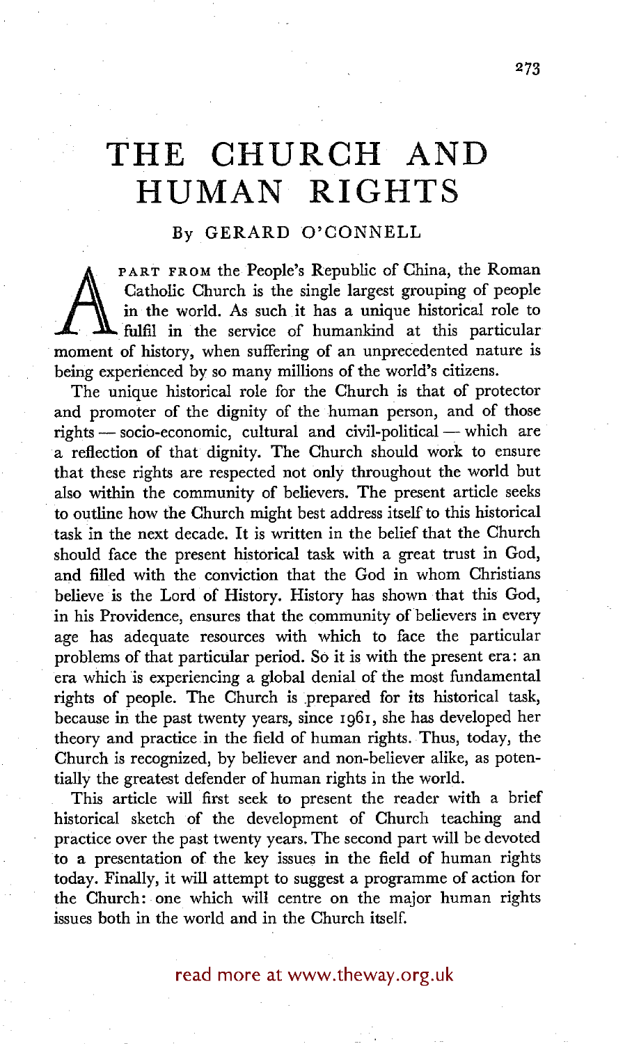# THE CHURCH AND HUMAN RIGHTS

By GERARD O'CONNELL

APART FROM the People's Republic of China, the Roman Catholic Church is the single largest grouping of people in the world. As such it has a unique historical role to fulfil in the service of humankind at this particular moment of history, when suffering of an unprecedented nature is being experienced by so many millions of the world's citizens.

The unique historical role for the Church is that of protector and promoter of the dignity of the human person, and of those rights — socio-economic, cultural and civil-political — which are a reflection of that dignity. The Church should work to ensure that these rights are respected not only throughout the world but also within the community of believers. The present article seeks to outline how the Church might best address itself to this historical task in the next decade. It is written in the belief that the Church should face the present historical task with a great trust in God, and filled with the conviction that the God in whom Christians believe is the Lord of History. History has shown that this God, in his Providence, ensures that the community of believers in every age has adequate resources with which to face the particular problems of that particular period. So it is with the present era: an era which is experiencing a global denial of the most fundamental rights of people. The Church is prepared for its historical task, because in the past twenty years, since 1961, she has developed her theory and practice in the field of human rights. Thus, today, the Church is recognized, by believer and non-believer alike, as potentially the greatest defender of human rights in the world.

This article will first seek to present the reader with a brief historical sketch of the development of Church teaching and practice over the past twenty years. The second part will be devoted to a presentation of the key issues in the field of human rights today. Finally, it will attempt to suggest a programme of action for the Church: one which will centre on the major human rights issues both in the world and in the Church itself.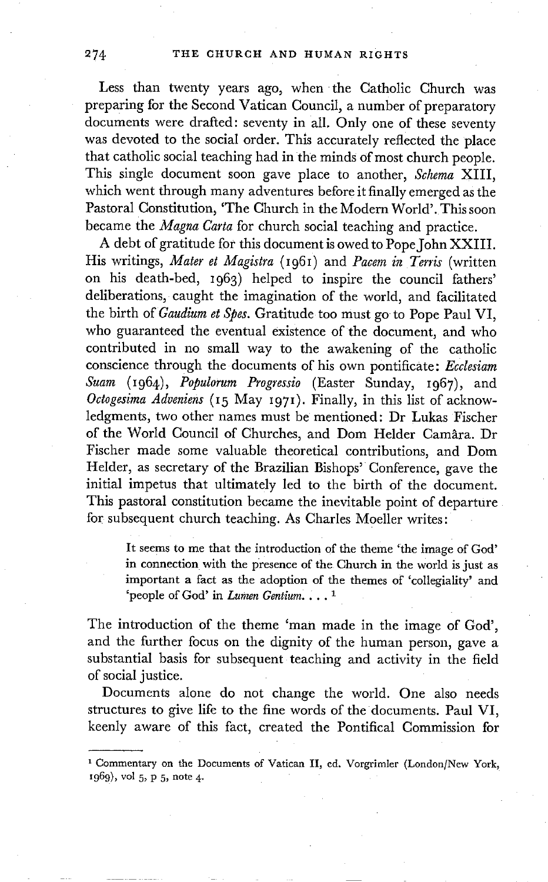Less than twenty years ago, when the Catholic Church was preparing for the Second Vatican Council, a number of preparatory documents were drafted: seventy in all. Only one of these seventy was devoted to the social order. This accurately reflected the place that catholic social teaching had in the minds of most church people. This single document soon gave place to another, *Schema* XIII, which went through many adventures before it finally emerged as the Pastoral Constitution, 'The Church in the Modern World'. This soon became the *Magna Carta* for church social teaching and practice.

A debt of gratitude for this document is owed to Pope John XXIII. His writings, *Mater et Magistra* (1961) and *Pacem in Terris* (written on his death-bed, 1963) helped to inspire the council fathers' deliberations, caught the imagination of the world, and facilitated the birth of *Gaudium et Spes*. Gratitude too must go to Pope Paul VI, who guaranteed the eventual existence of the document, and who contributed in no small way to the awakening of the catholic conscience through the documents of his own pontificate: *Ecclesiam Suam* (1964), *Populorum Progressio* (Easter Sunday, 1967), and *Octogesima Adveniens* (15 May 1971). Finally, in this list of acknowledgments, two other names must be mentioned: Dr Lukas Fischer of the World Council of Churches, and Dom Helder Camâra. Dr Fischer made some valuable theoretical contributions, and Dom Helder, as secretary of the Brazilian Bishops' Conference, gave the initial impetus that ultimately led to the birth of the document. This pastoral constitution became the inevitable point of departure for subsequent church teaching. As Charles Moeller writes:

> It seems to me that the introduction of the theme 'the image of God' in connection with the presence of the Church in the world is just as important a fact as the adoption of the themes of 'collegiality' and 'people of God' in *Lumen Gentium*. . . .[1]

The introduction of the theme 'man made in the image of God', and the further focus on the dignity of the human person, gave a substantial basis for subsequent teaching and activity in the field of social justice.

Documents alone do not change the world. One also needs structures to give life to the fine words of the documents. Paul VI, keenly aware of this fact, created the Pontifical Commission for

---

[1] Commentary on the Documents of Vatican II, ed. Vorgrimler (London/New York, 1969), vol 5, p 5, note 4.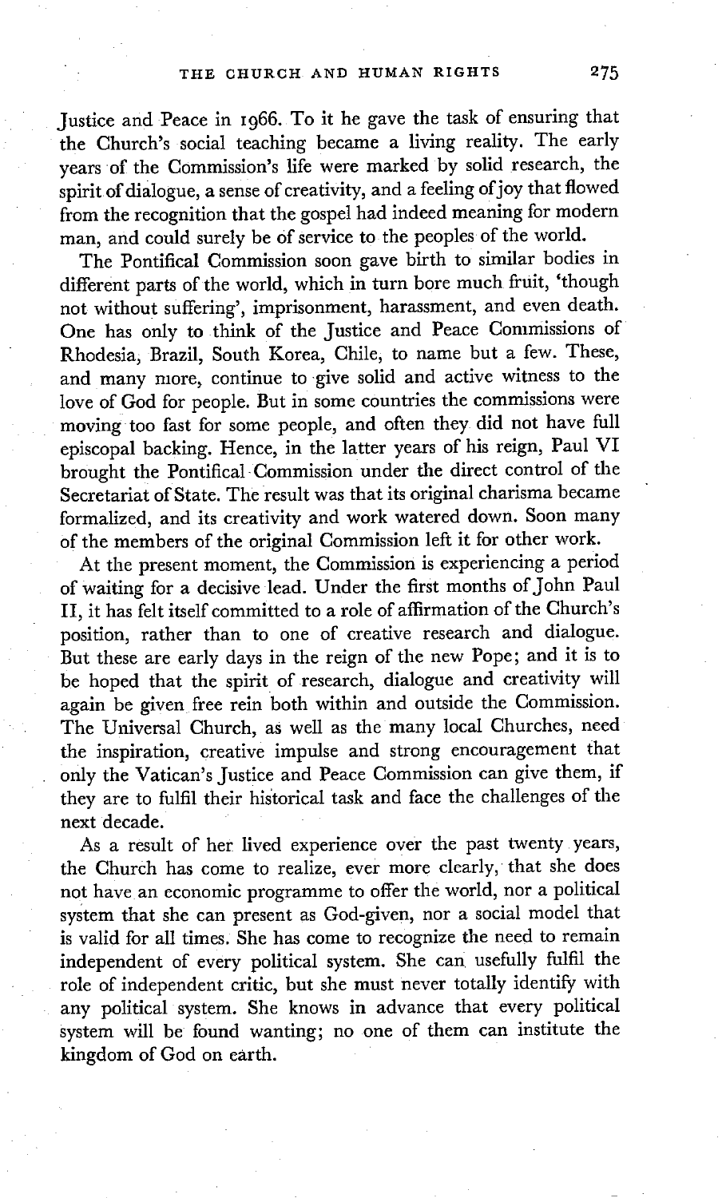Justice and Peace in 1966. To it he gave the task of ensuring that the Church's social teaching became a living reality. The early years of the Commission's life were marked by solid research, the spirit of dialogue, a sense of creativity, and a feeling of joy that flowed from the recognition that the gospel had indeed meaning for modern man, and could surely be of service to the peoples of the world.

The Pontifical Commission soon gave birth to similar bodies in different parts of the world, which in turn bore much fruit, 'though not without suffering', imprisonment, harassment, and even death. One has only to think of the Justice and Peace Commissions of Rhodesia, Brazil, South Korea, Chile, to name but a few. These, and many more, continue to give solid and active witness to the love of God for people. But in some countries the commissions were moving too fast for some people, and often they did not have full episcopal backing. Hence, in the latter years of his reign, Paul VI brought the Pontifical Commission under the direct control of the Secretariat of State. The result was that its original charisma became formalized, and its creativity and work watered down. Soon many of the members of the original Commission left it for other work.

At the present moment, the Commission is experiencing a period of waiting for a decisive lead. Under the first months of John Paul II, it has felt itself committed to a role of affirmation of the Church's position, rather than to one of creative research and dialogue. But these are early days in the reign of the new Pope; and it is to be hoped that the spirit of research, dialogue and creativity will again be given free rein both within and outside the Commission. The Universal Church, as well as the many local Churches, need the inspiration, creative impulse and strong encouragement that only the Vatican's Justice and Peace Commission can give them, if they are to fulfil their historical task and face the challenges of the next decade.

As a result of her lived experience over the past twenty years, the Church has come to realize, ever more clearly, that she does not have an economic programme to offer the world, nor a political system that she can present as God-given, nor a social model that is valid for all times. She has come to recognize the need to remain independent of every political system. She can usefully fulfil the role of independent critic, but she must never totally identify with any political system. She knows in advance that every political system will be found wanting; no one of them can institute the kingdom of God on earth.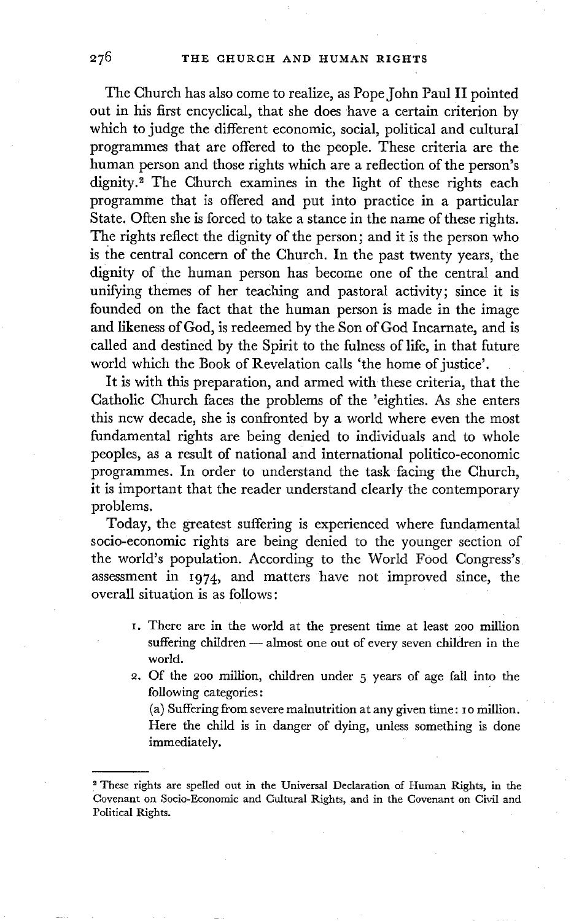The Church has also come to realize, as Pope John Paul II pointed out in his first encyclical, that she does have a certain criterion by which to judge the different economic, social, political and cultural programmes that are offered to the people. These criteria are the human person and those rights which are a reflection of the person's dignity.[2] The Church examines in the light of these rights each programme that is offered and put into practice in a particular State. Often she is forced to take a stance in the name of these rights. The rights reflect the dignity of the person; and it is the person who is the central concern of the Church. In the past twenty years, the dignity of the human person has become one of the central and unifying themes of her teaching and pastoral activity; since it is founded on the fact that the human person is made in the image and likeness of God, is redeemed by the Son of God Incarnate, and is called and destined by the Spirit to the fulness of life, in that future world which the Book of Revelation calls 'the home of justice'.

It is with this preparation, and armed with these criteria, that the Catholic Church faces the problems of the 'eighties. As she enters this new decade, she is confronted by a world where even the most fundamental rights are being denied to individuals and to whole peoples, as a result of national and international politico-economic programmes. In order to understand the task facing the Church, it is important that the reader understand clearly the contemporary problems.

Today, the greatest suffering is experienced where fundamental socio-economic rights are being denied to the younger section of the world's population. According to the World Food Congress's assessment in 1974, and matters have not improved since, the overall situation is as follows:

1. There are in the world at the present time at least 200 million suffering children — almost one out of every seven children in the world.
2. Of the 200 million, children under 5 years of age fall into the following categories:

   (a) Suffering from severe malnutrition at any given time: 10 million. Here the child is in danger of dying, unless something is done immediately.

---

[2] These rights are spelled out in the Universal Declaration of Human Rights, in the Covenant on Socio-Economic and Cultural Rights, and in the Covenant on Civil and Political Rights.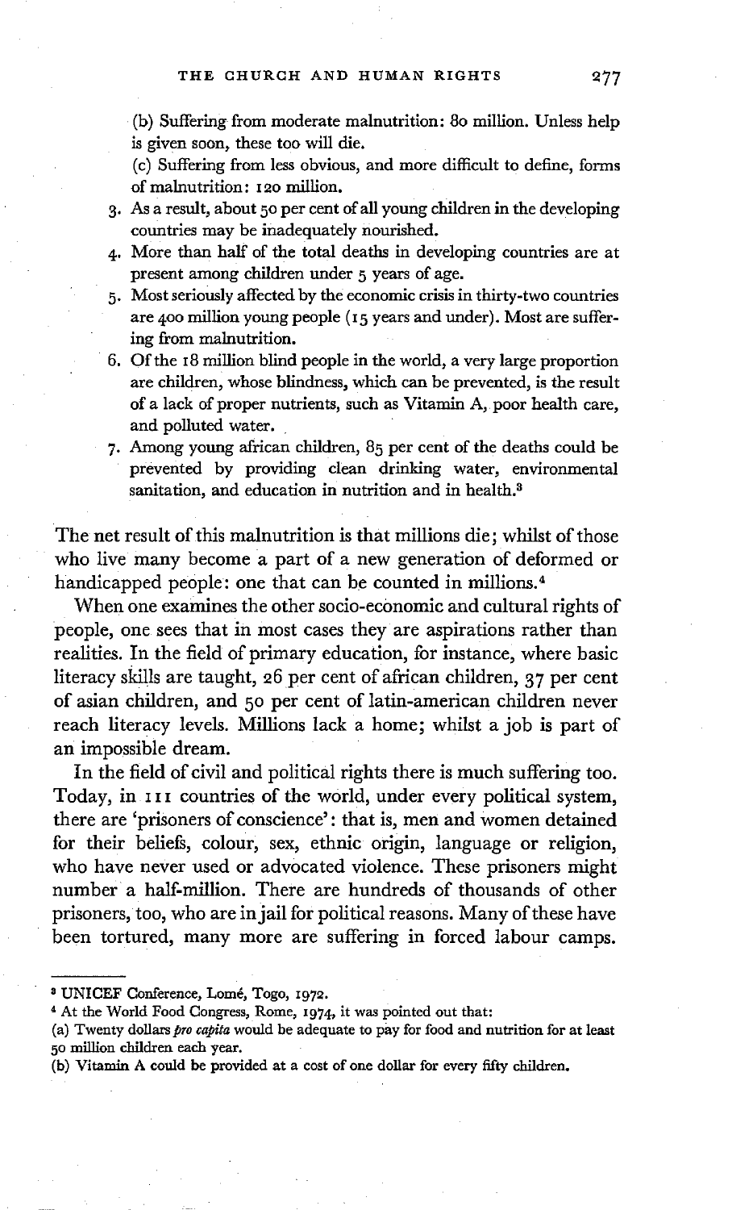(b) Suffering from moderate malnutrition: 80 million. Unless help is given soon, these too will die.

(c) Suffering from less obvious, and more difficult to define, forms of malnutrition: 120 million.

3. As a result, about 50 per cent of all young children in the developing countries may be inadequately nourished.
4. More than half of the total deaths in developing countries are at present among children under 5 years of age.
5. Most seriously affected by the economic crisis in thirty-two countries are 400 million young people (15 years and under). Most are suffering from malnutrition.
6. Of the 18 million blind people in the world, a very large proportion are children, whose blindness, which can be prevented, is the result of a lack of proper nutrients, such as Vitamin A, poor health care, and polluted water.
7. Among young african children, 85 per cent of the deaths could be prevented by providing clean drinking water, environmental sanitation, and education in nutrition and in health.[3]

The net result of this malnutrition is that millions die; whilst of those who live many become a part of a new generation of deformed or handicapped people: one that can be counted in millions.[4]

When one examines the other socio-economic and cultural rights of people, one sees that in most cases they are aspirations rather than realities. In the field of primary education, for instance, where basic literacy skills are taught, 26 per cent of african children, 37 per cent of asian children, and 50 per cent of latin-american children never reach literacy levels. Millions lack a home; whilst a job is part of an impossible dream.

In the field of civil and political rights there is much suffering too. Today, in 111 countries of the world, under every political system, there are 'prisoners of conscience': that is, men and women detained for their beliefs, colour, sex, ethnic origin, language or religion, who have never used or advocated violence. These prisoners might number a half-million. There are hundreds of thousands of other prisoners, too, who are in jail for political reasons. Many of these have been tortured, many more are suffering in forced labour camps.

---

[3] UNICEF Conference, Lomé, Togo, 1972.

[4] At the World Food Congress, Rome, 1974, it was pointed out that:
(a) Twenty dollars *pro capita* would be adequate to pay for food and nutrition for at least 50 million children each year.
(b) Vitamin A could be provided at a cost of one dollar for every fifty children.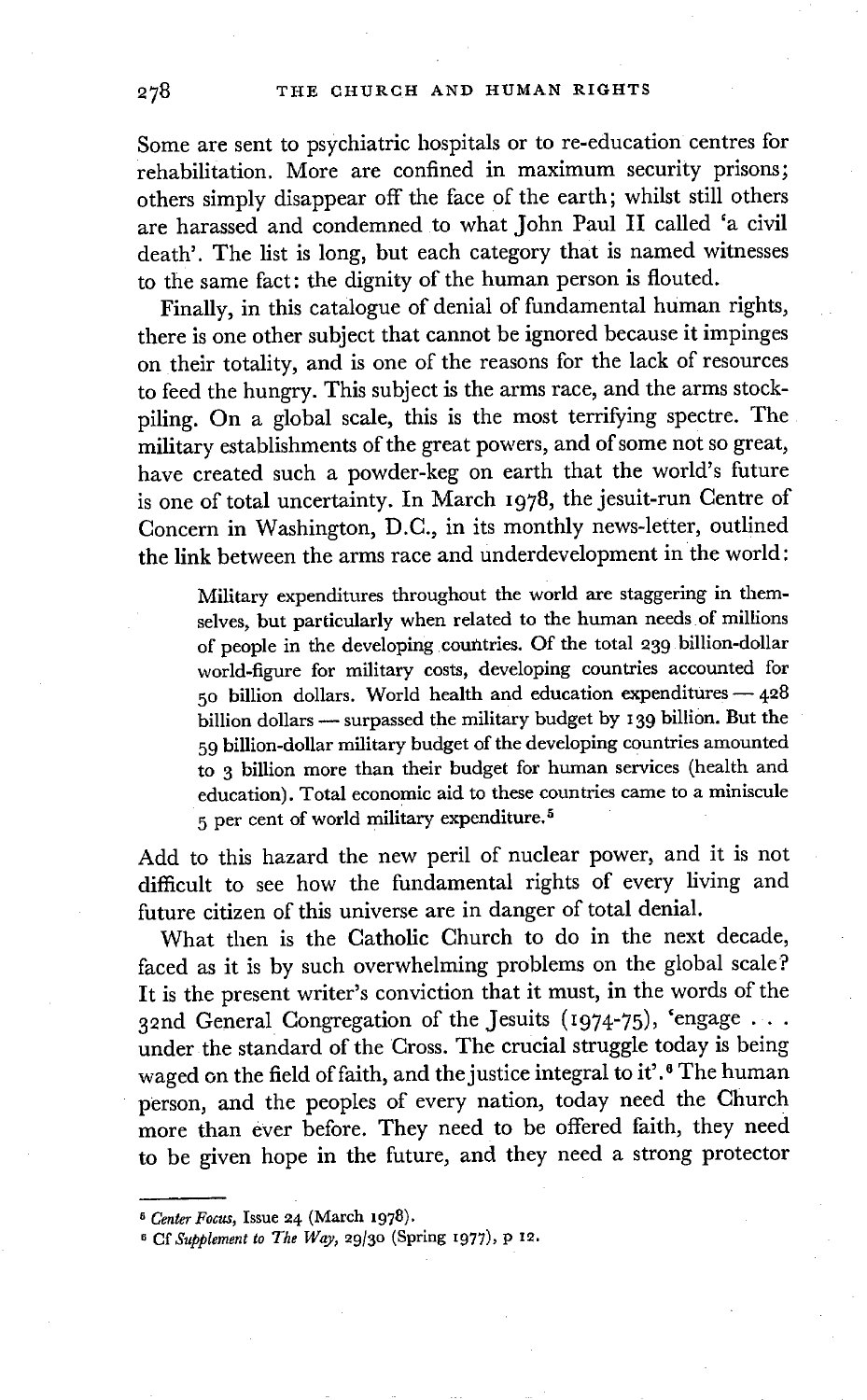Some are sent to psychiatric hospitals or to re-education centres for rehabilitation. More are confined in maximum security prisons; others simply disappear off the face of the earth; whilst still others are harassed and condemned to what John Paul II called 'a civil death'. The list is long, but each category that is named witnesses to the same fact: the dignity of the human person is flouted.

Finally, in this catalogue of denial of fundamental human rights, there is one other subject that cannot be ignored because it impinges on their totality, and is one of the reasons for the lack of resources to feed the hungry. This subject is the arms race, and the arms stockpiling. On a global scale, this is the most terrifying spectre. The military establishments of the great powers, and of some not so great, have created such a powder-keg on earth that the world's future is one of total uncertainty. In March 1978, the jesuit-run Centre of Concern in Washington, D.C., in its monthly news-letter, outlined the link between the arms race and underdevelopment in the world:

> Military expenditures throughout the world are staggering in themselves, but particularly when related to the human needs of millions of people in the developing countries. Of the total 239 billion-dollar world-figure for military costs, developing countries accounted for 50 billion dollars. World health and education expenditures — 428 billion dollars — surpassed the military budget by 139 billion. But the 59 billion-dollar military budget of the developing countries amounted to 3 billion more than their budget for human services (health and education). Total economic aid to these countries came to a miniscule 5 per cent of world military expenditure.[5]

Add to this hazard the new peril of nuclear power, and it is not difficult to see how the fundamental rights of every living and future citizen of this universe are in danger of total denial.

What then is the Catholic Church to do in the next decade, faced as it is by such overwhelming problems on the global scale? It is the present writer's conviction that it must, in the words of the 32nd General Congregation of the Jesuits (1974-75), 'engage . . . under the standard of the Cross. The crucial struggle today is being waged on the field of faith, and the justice integral to it'.[6] The human person, and the peoples of every nation, today need the Church more than ever before. They need to be offered faith, they need to be given hope in the future, and they need a strong protector

---

[5] *Center Focus*, Issue 24 (March 1978).

[6] Cf *Supplement to The Way*, 29/30 (Spring 1977), p 12.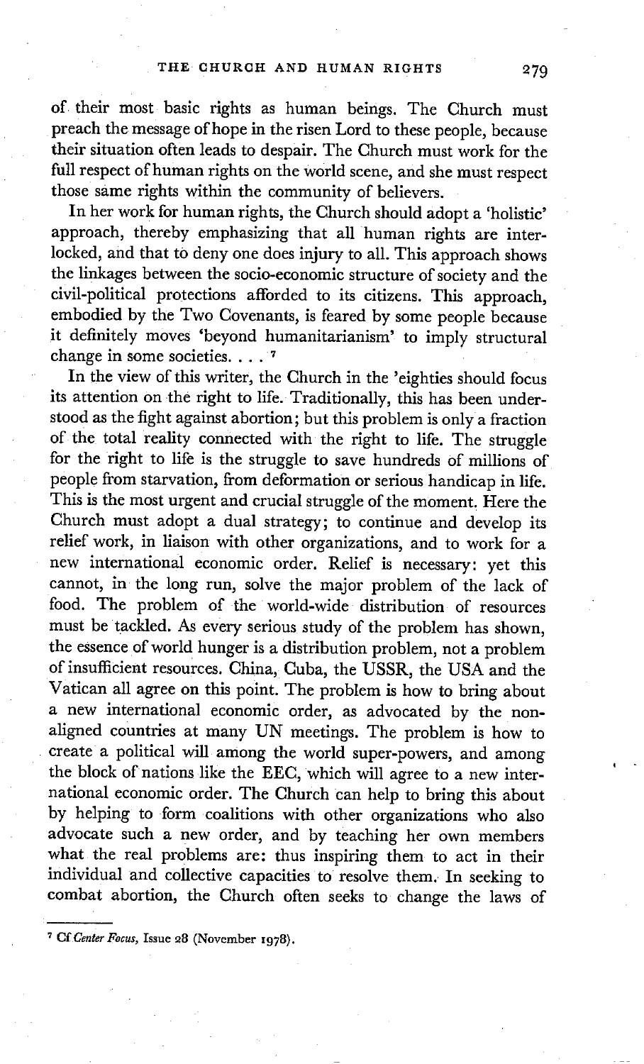of their most basic rights as human beings. The Church must preach the message of hope in the risen Lord to these people, because their situation often leads to despair. The Church must work for the full respect of human rights on the world scene, and she must respect those same rights within the community of believers.

In her work for human rights, the Church should adopt a 'holistic' approach, thereby emphasizing that all human rights are interlocked, and that to deny one does injury to all. This approach shows the linkages between the socio-economic structure of society and the civil-political protections afforded to its citizens. This approach, embodied by the Two Covenants, is feared by some people because it definitely moves 'beyond humanitarianism' to imply structural change in some societies. . . . [7]

In the view of this writer, the Church in the 'eighties should focus its attention on the right to life. Traditionally, this has been understood as the fight against abortion; but this problem is only a fraction of the total reality connected with the right to life. The struggle for the right to life is the struggle to save hundreds of millions of people from starvation, from deformation or serious handicap in life. This is the most urgent and crucial struggle of the moment. Here the Church must adopt a dual strategy; to continue and develop its relief work, in liaison with other organizations, and to work for a new international economic order. Relief is necessary: yet this cannot, in the long run, solve the major problem of the lack of food. The problem of the world-wide distribution of resources must be tackled. As every serious study of the problem has shown, the essence of world hunger is a distribution problem, not a problem of insufficient resources. China, Cuba, the USSR, the USA and the Vatican all agree on this point. The problem is how to bring about a new international economic order, as advocated by the non-aligned countries at many UN meetings. The problem is how to create a political will among the world super-powers, and among the block of nations like the EEC, which will agree to a new international economic order. The Church can help to bring this about by helping to form coalitions with other organizations who also advocate such a new order, and by teaching her own members what the real problems are: thus inspiring them to act in their individual and collective capacities to resolve them. In seeking to combat abortion, the Church often seeks to change the laws of

[7] Cf *Center Focus*, Issue 28 (November 1978).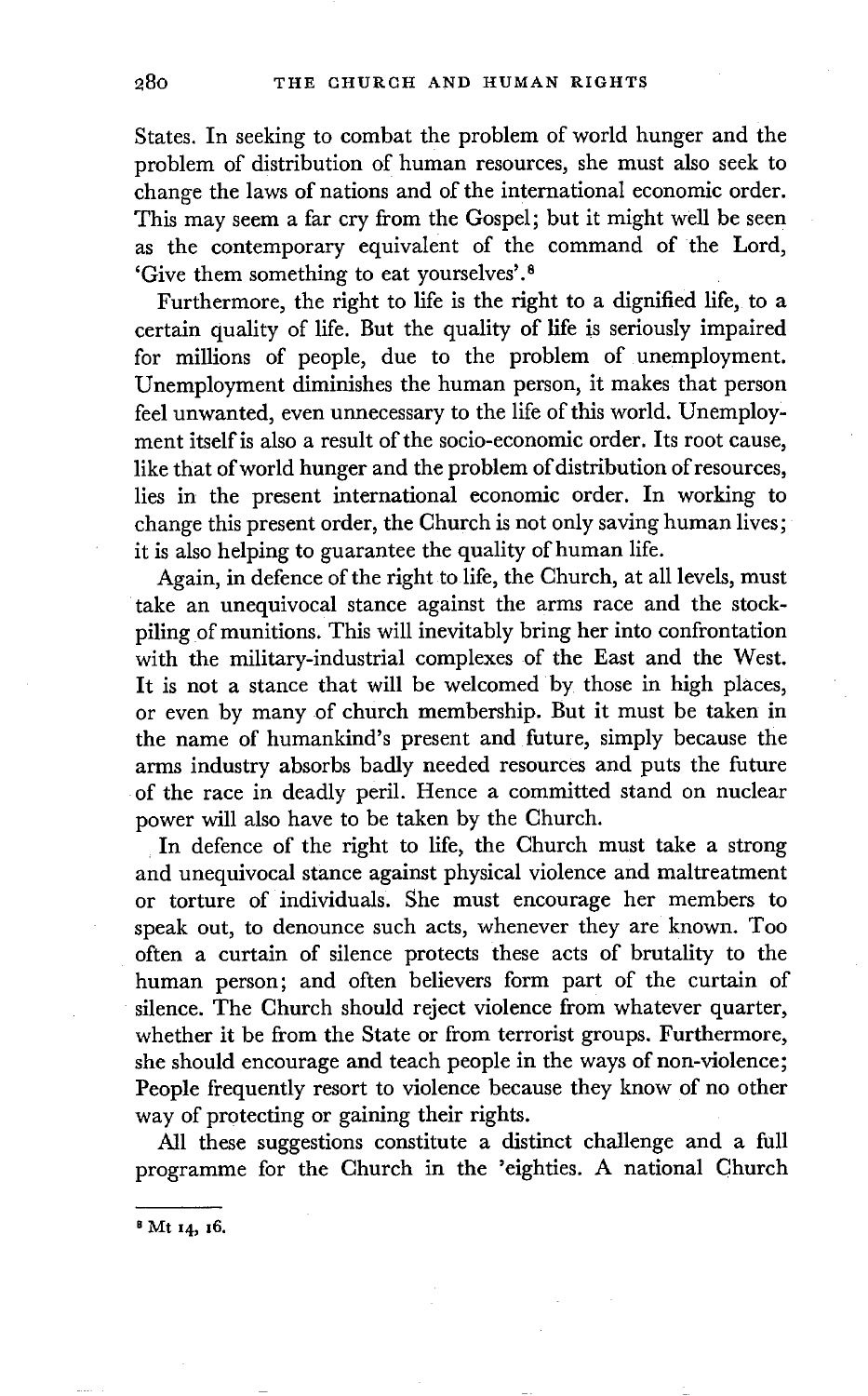States. In seeking to combat the problem of world hunger and the problem of distribution of human resources, she must also seek to change the laws of nations and of the international economic order. This may seem a far cry from the Gospel; but it might well be seen as the contemporary equivalent of the command of the Lord, 'Give them something to eat yourselves'.[8]

Furthermore, the right to life is the right to a dignified life, to a certain quality of life. But the quality of life is seriously impaired for millions of people, due to the problem of unemployment. Unemployment diminishes the human person, it makes that person feel unwanted, even unnecessary to the life of this world. Unemployment itself is also a result of the socio-economic order. Its root cause, like that of world hunger and the problem of distribution of resources, lies in the present international economic order. In working to change this present order, the Church is not only saving human lives; it is also helping to guarantee the quality of human life.

Again, in defence of the right to life, the Church, at all levels, must take an unequivocal stance against the arms race and the stockpiling of munitions. This will inevitably bring her into confrontation with the military-industrial complexes of the East and the West. It is not a stance that will be welcomed by those in high places, or even by many of church membership. But it must be taken in the name of humankind's present and future, simply because the arms industry absorbs badly needed resources and puts the future of the race in deadly peril. Hence a committed stand on nuclear power will also have to be taken by the Church.

In defence of the right to life, the Church must take a strong and unequivocal stance against physical violence and maltreatment or torture of individuals. She must encourage her members to speak out, to denounce such acts, whenever they are known. Too often a curtain of silence protects these acts of brutality to the human person; and often believers form part of the curtain of silence. The Church should reject violence from whatever quarter, whether it be from the State or from terrorist groups. Furthermore, she should encourage and teach people in the ways of non-violence; People frequently resort to violence because they know of no other way of protecting or gaining their rights.

All these suggestions constitute a distinct challenge and a full programme for the Church in the 'eighties. A national Church

---

[8] Mt 14, 16.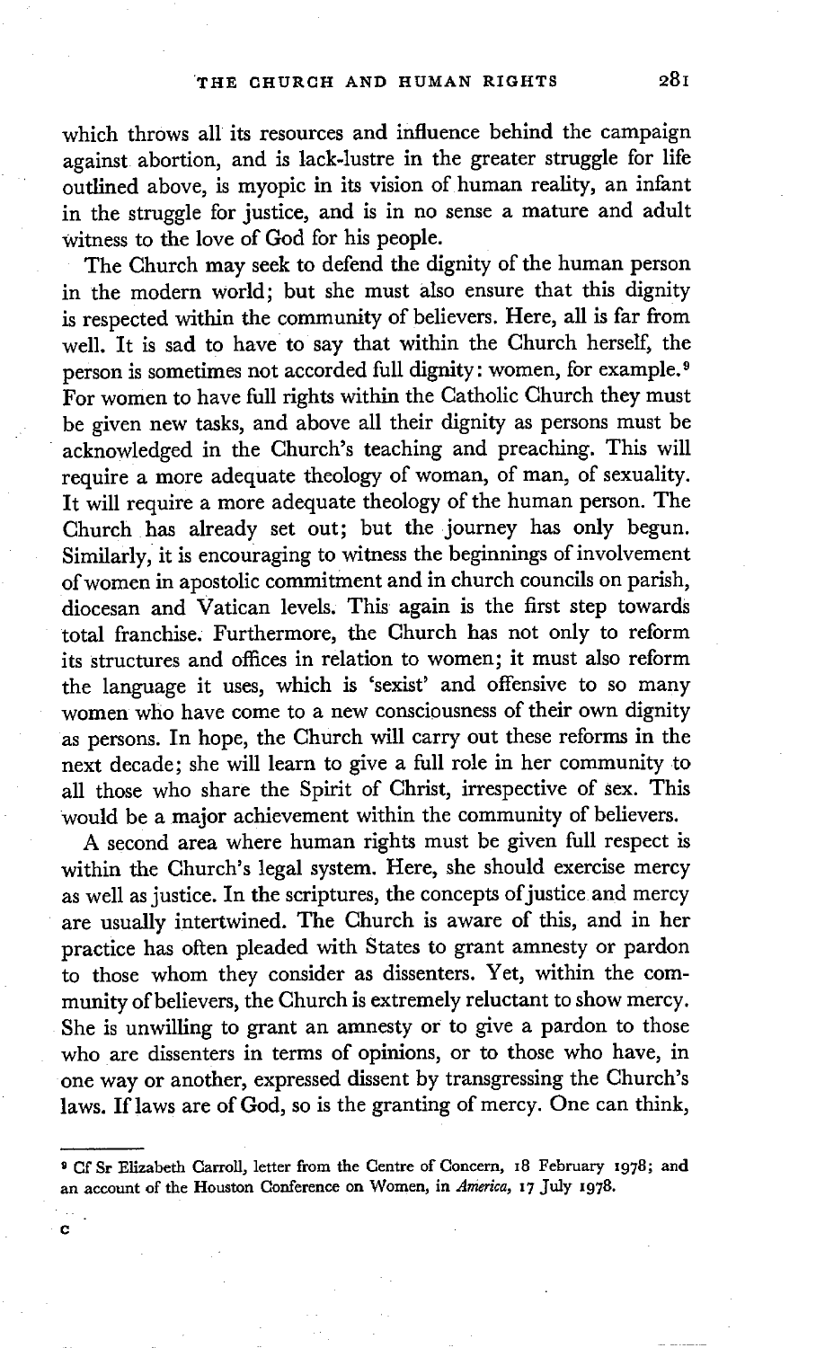which throws all its resources and influence behind the campaign against abortion, and is lack-lustre in the greater struggle for life outlined above, is myopic in its vision of human reality, an infant in the struggle for justice, and is in no sense a mature and adult witness to the love of God for his people.

The Church may seek to defend the dignity of the human person in the modern world; but she must also ensure that this dignity is respected within the community of believers. Here, all is far from well. It is sad to have to say that within the Church herself, the person is sometimes not accorded full dignity: women, for example.[9] For women to have full rights within the Catholic Church they must be given new tasks, and above all their dignity as persons must be acknowledged in the Church's teaching and preaching. This will require a more adequate theology of woman, of man, of sexuality. It will require a more adequate theology of the human person. The Church has already set out; but the journey has only begun. Similarly, it is encouraging to witness the beginnings of involvement of women in apostolic commitment and in church councils on parish, diocesan and Vatican levels. This again is the first step towards total franchise. Furthermore, the Church has not only to reform its structures and offices in relation to women; it must also reform the language it uses, which is 'sexist' and offensive to so many women who have come to a new consciousness of their own dignity as persons. In hope, the Church will carry out these reforms in the next decade; she will learn to give a full role in her community to all those who share the Spirit of Christ, irrespective of sex. This would be a major achievement within the community of believers.

A second area where human rights must be given full respect is within the Church's legal system. Here, she should exercise mercy as well as justice. In the scriptures, the concepts of justice and mercy are usually intertwined. The Church is aware of this, and in her practice has often pleaded with States to grant amnesty or pardon to those whom they consider as dissenters. Yet, within the community of believers, the Church is extremely reluctant to show mercy. She is unwilling to grant an amnesty or to give a pardon to those who are dissenters in terms of opinions, or to those who have, in one way or another, expressed dissent by transgressing the Church's laws. If laws are of God, so is the granting of mercy. One can think,

---

[9] Cf Sr Elizabeth Carroll, letter from the Centre of Concern, 18 February 1978; and an account of the Houston Conference on Women, in *America*, 17 July 1978.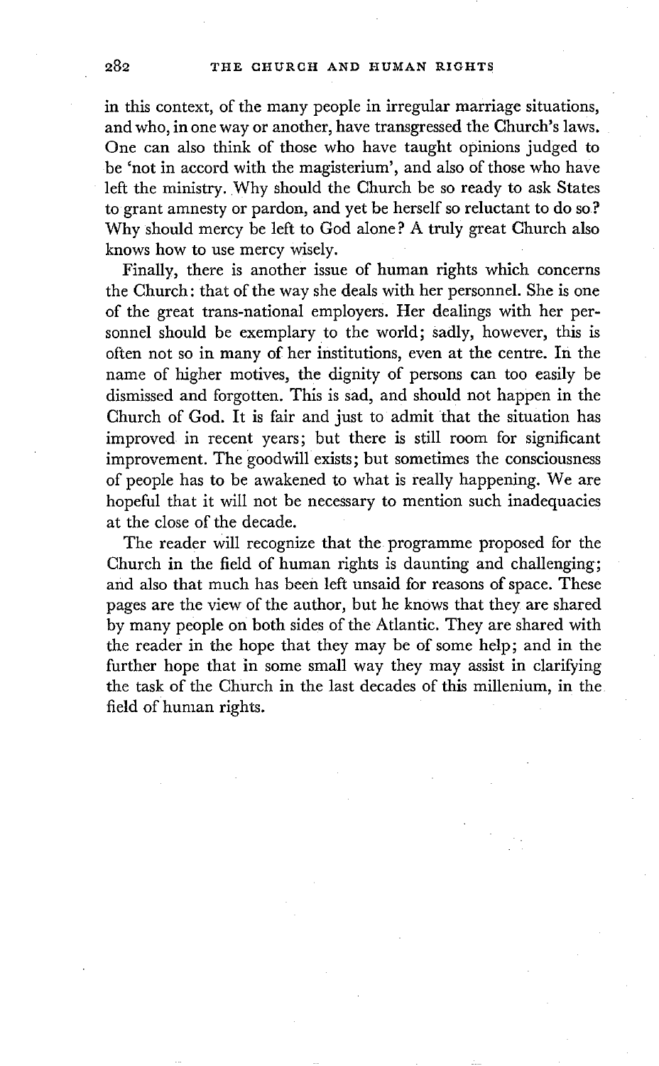in this context, of the many people in irregular marriage situations, and who, in one way or another, have transgressed the Church's laws. One can also think of those who have taught opinions judged to be 'not in accord with the magisterium', and also of those who have left the ministry. Why should the Church be so ready to ask States to grant amnesty or pardon, and yet be herself so reluctant to do so? Why should mercy be left to God alone? A truly great Church also knows how to use mercy wisely.

Finally, there is another issue of human rights which concerns the Church: that of the way she deals with her personnel. She is one of the great trans-national employers. Her dealings with her personnel should be exemplary to the world; sadly, however, this is often not so in many of her institutions, even at the centre. In the name of higher motives, the dignity of persons can too easily be dismissed and forgotten. This is sad, and should not happen in the Church of God. It is fair and just to admit that the situation has improved in recent years; but there is still room for significant improvement. The goodwill exists; but sometimes the consciousness of people has to be awakened to what is really happening. We are hopeful that it will not be necessary to mention such inadequacies at the close of the decade.

The reader will recognize that the programme proposed for the Church in the field of human rights is daunting and challenging; and also that much has been left unsaid for reasons of space. These pages are the view of the author, but he knows that they are shared by many people on both sides of the Atlantic. They are shared with the reader in the hope that they may be of some help; and in the further hope that in some small way they may assist in clarifying the task of the Church in the last decades of this millenium, in the field of human rights.